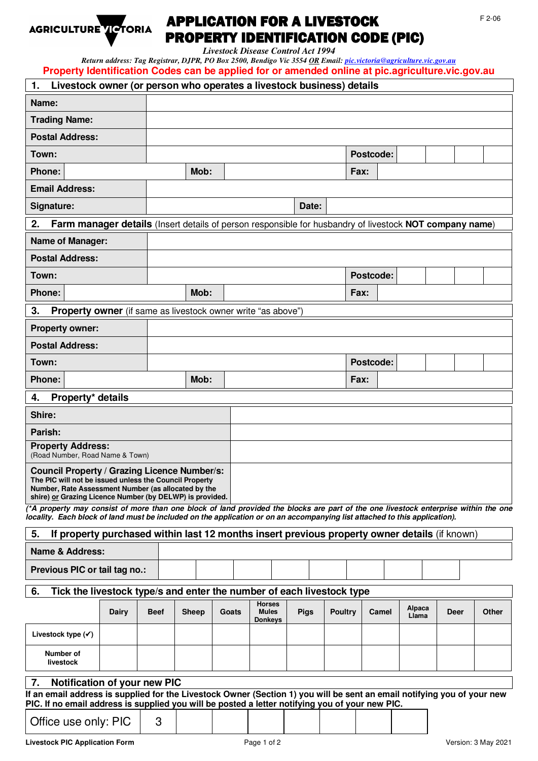AGRICULTURE VICTORIA

# APPLICATION FOR A LIVESTOCK PROPERTY IDENTIFICATION CODE (PIC)

F 2-06

*Livestock Disease Control Act 1994*

*Return address: Tag Registrar, DJPR, PO Box 2500, Bendigo Vic 3554 OR Email: pic.victoria@agriculture.vic.gov.au*

**Property Identification Codes can be applied for or amended online at pic.agriculture.vic.gov.au**

## 1. Livestock owner (or person who operates a livestock business) details

| | | | | | |
|---|---|---|---|---|---|
| **Name:** | | | | | |
| **Trading Name:** | | | | | |
| **Postal Address:** | | | | | |
| **Town:** | | | | **Postcode:** | |
| **Phone:** | | **Mob:** | | **Fax:** | |
| **Email Address:** | | | | | |
| **Signature:** | | **Date:** | | | |

## 2. Farm manager details (Insert details of person responsible for husbandry of livestock **NOT company name**)

| | | | | | |
|---|---|---|---|---|---|
| **Name of Manager:** | | | | | |
| **Postal Address:** | | | | | |
| **Town:** | | | | **Postcode:** | |
| **Phone:** | | **Mob:** | | **Fax:** | |

## 3. Property owner (if same as livestock owner write "as above")

| | | | | | |
|---|---|---|---|---|---|
| **Property owner:** | | | | | |
| **Postal Address:** | | | | | |
| **Town:** | | | | **Postcode:** | |
| **Phone:** | | **Mob:** | | **Fax:** | |

## 4. Property* details

| | |
|---|---|
| **Shire:** | |
| **Parish:** | |
| **Property Address:** (Road Number, Road Name & Town) | |
| **Council Property / Grazing Licence Number/s:** **The PIC will not be issued unless the Council Property Number, Rate Assessment Number (as allocated by the shire) or Grazing Licence Number (by DELWP) is provided.** | |

***(\*A property may consist of more than one block of land provided the blocks are part of the one livestock enterprise within the one locality. Each block of land must be included on the application or on an accompanying list attached to this application).***

## 5. If property purchased within last 12 months insert previous property owner details (if known)

| | | | | | | | | |
|---|---|---|---|---|---|---|---|---|
| **Name & Address:** | | | | | | | | |
| **Previous PIC or tail tag no.:** | | | | | | | | |

## 6. Tick the livestock type/s and enter the number of each livestock type

| | Dairy | Beef | Sheep | Goats | Horses Mules Donkeys | Pigs | Poultry | Camel | Alpaca Llama | Deer | Other |
|---|---|---|---|---|---|---|---|---|---|---|---|
| Livestock type (✓) | | | | | | | | | | | |
| Number of livestock | | | | | | | | | | | |

## 7. Notification of your new PIC

**If an email address is supplied for the Livestock Owner (Section 1) you will be sent an email notifying you of your new PIC. If no email address is supplied you will be posted a letter notifying you of your new PIC.**

| Office use only: PIC | 3 | | | | | | | |
|---|---|---|---|---|---|---|---|---|

Livestock PIC Application Form

Version: 3 May 2021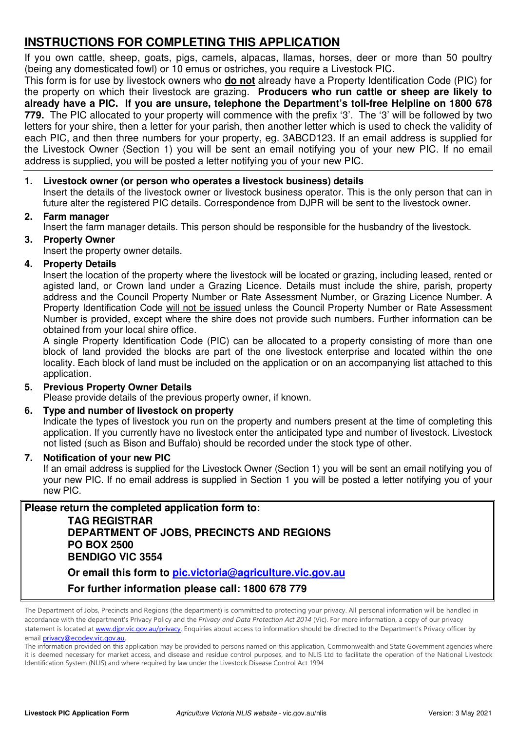# INSTRUCTIONS FOR COMPLETING THIS APPLICATION

If you own cattle, sheep, goats, pigs, camels, alpacas, llamas, horses, deer or more than 50 poultry (being any domesticated fowl) or 10 emus or ostriches, you require a Livestock PIC.

This form is for use by livestock owners who **do not** already have a Property Identification Code (PIC) for the property on which their livestock are grazing. **Producers who run cattle or sheep are likely to already have a PIC. If you are unsure, telephone the Department's toll-free Helpline on 1800 678 779.** The PIC allocated to your property will commence with the prefix '3'. The '3' will be followed by two letters for your shire, then a letter for your parish, then another letter which is used to check the validity of each PIC, and then three numbers for your property, eg. 3ABCD123. If an email address is supplied for the Livestock Owner (Section 1) you will be sent an email notifying you of your new PIC. If no email address is supplied, you will be posted a letter notifying you of your new PIC.

1. **Livestock owner (or person who operates a livestock business) details**
   Insert the details of the livestock owner or livestock business operator. This is the only person that can in future alter the registered PIC details. Correspondence from DJPR will be sent to the livestock owner.
2. **Farm manager**
   Insert the farm manager details. This person should be responsible for the husbandry of the livestock.
3. **Property Owner**
   Insert the property owner details.
4. **Property Details**
   Insert the location of the property where the livestock will be located or grazing, including leased, rented or agisted land, or Crown land under a Grazing Licence. Details must include the shire, parish, property address and the Council Property Number or Rate Assessment Number, or Grazing Licence Number. A Property Identification Code will not be issued unless the Council Property Number or Rate Assessment Number is provided, except where the shire does not provide such numbers. Further information can be obtained from your local shire office.
   A single Property Identification Code (PIC) can be allocated to a property consisting of more than one block of land provided the blocks are part of the one livestock enterprise and located within the one locality. Each block of land must be included on the application or on an accompanying list attached to this application.
5. **Previous Property Owner Details**
   Please provide details of the previous property owner, if known.
6. **Type and number of livestock on property**
   Indicate the types of livestock you run on the property and numbers present at the time of completing this application. If you currently have no livestock enter the anticipated type and number of livestock. Livestock not listed (such as Bison and Buffalo) should be recorded under the stock type of other.
7. **Notification of your new PIC**
   If an email address is supplied for the Livestock Owner (Section 1) you will be sent an email notifying you of your new PIC. If no email address is supplied in Section 1 you will be posted a letter notifying you of your new PIC.

**Please return the completed application form to:**

**TAG REGISTRAR**
**DEPARTMENT OF JOBS, PRECINCTS AND REGIONS**
**PO BOX 2500**
**BENDIGO VIC 3554**

**Or email this form to pic.victoria@agriculture.vic.gov.au**

**For further information please call: 1800 678 779**

The Department of Jobs, Precincts and Regions (the department) is committed to protecting your privacy. All personal information will be handled in accordance with the department's Privacy Policy and the *Privacy and Data Protection Act 2014* (Vic). For more information, a copy of our privacy statement is located at www.djpr.vic.gov.au/privacy. Enquiries about access to information should be directed to the Department's Privacy officer by email privacy@ecodev.vic.gov.au.

The information provided on this application may be provided to persons named on this application, Commonwealth and State Government agencies where it is deemed necessary for market access, and disease and residue control purposes, and to NLIS Ltd to facilitate the operation of the National Livestock Identification System (NLIS) and where required by law under the Livestock Disease Control Act 1994